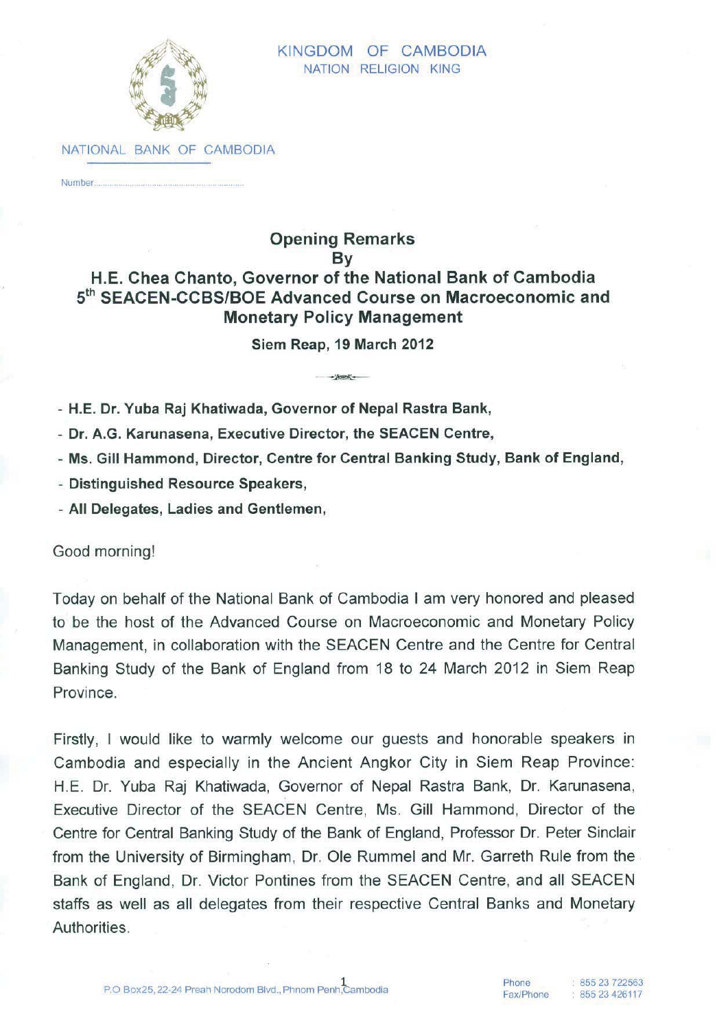KINGDOM OF CAMBODIA
NATION RELIGION KING

NATIONAL BANK OF CAMBODIA

Number.........................................................

## Opening Remarks
## By
## H.E. Chea Chanto, Governor of the National Bank of Cambodia
## 5th SEACEN-CCBS/BOE Advanced Course on Macroeconomic and Monetary Policy Management

**Siem Reap, 19 March 2012**

- **H.E. Dr. Yuba Raj Khatiwada, Governor of Nepal Rastra Bank,**
- **Dr. A.G. Karunasena, Executive Director, the SEACEN Centre,**
- **Ms. Gill Hammond, Director, Centre for Central Banking Study, Bank of England,**
- **Distinguished Resource Speakers,**
- **All Delegates, Ladies and Gentlemen,**

Good morning!

Today on behalf of the National Bank of Cambodia I am very honored and pleased to be the host of the Advanced Course on Macroeconomic and Monetary Policy Management, in collaboration with the SEACEN Centre and the Centre for Central Banking Study of the Bank of England from 18 to 24 March 2012 in Siem Reap Province.

Firstly, I would like to warmly welcome our guests and honorable speakers in Cambodia and especially in the Ancient Angkor City in Siem Reap Province: H.E. Dr. Yuba Raj Khatiwada, Governor of Nepal Rastra Bank, Dr. Karunasena, Executive Director of the SEACEN Centre, Ms. Gill Hammond, Director of the Centre for Central Banking Study of the Bank of England, Professor Dr. Peter Sinclair from the University of Birmingham, Dr. Ole Rummel and Mr. Garreth Rule from the Bank of England, Dr. Victor Pontines from the SEACEN Centre, and all SEACEN staffs as well as all delegates from their respective Central Banks and Monetary Authorities.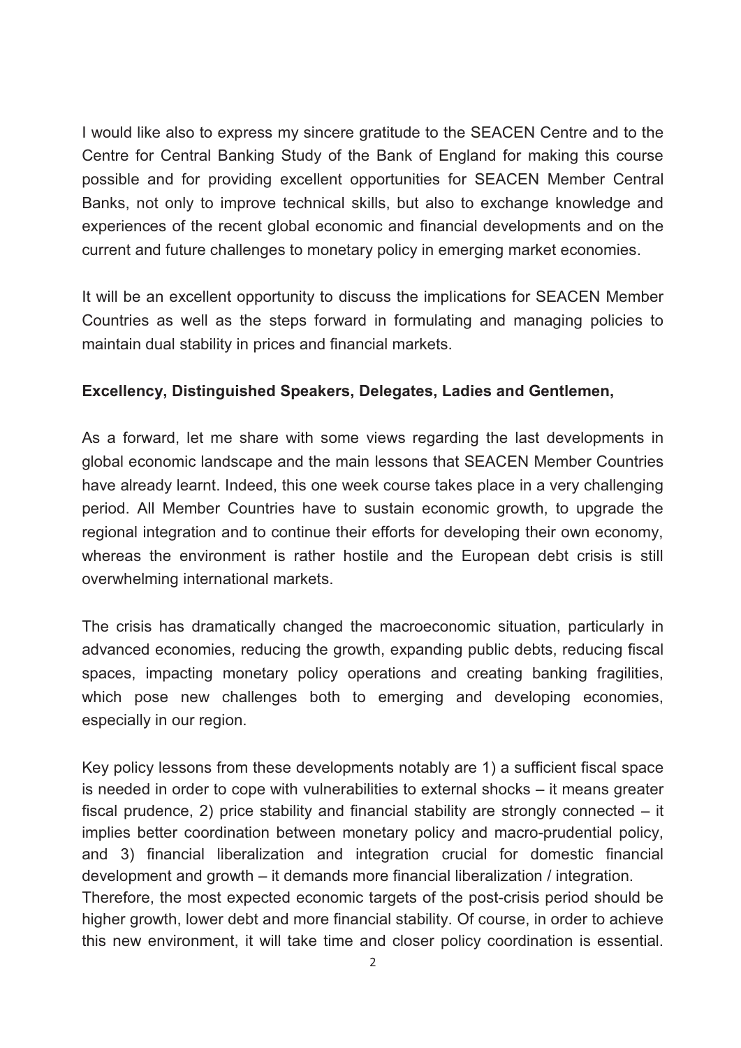I would like also to express my sincere gratitude to the SEACEN Centre and to the Centre for Central Banking Study of the Bank of England for making this course possible and for providing excellent opportunities for SEACEN Member Central Banks, not only to improve technical skills, but also to exchange knowledge and experiences of the recent global economic and financial developments and on the current and future challenges to monetary policy in emerging market economies.

It will be an excellent opportunity to discuss the implications for SEACEN Member Countries as well as the steps forward in formulating and managing policies to maintain dual stability in prices and financial markets.

**Excellency, Distinguished Speakers, Delegates, Ladies and Gentlemen,**

As a forward, let me share with some views regarding the last developments in global economic landscape and the main lessons that SEACEN Member Countries have already learnt. Indeed, this one week course takes place in a very challenging period. All Member Countries have to sustain economic growth, to upgrade the regional integration and to continue their efforts for developing their own economy, whereas the environment is rather hostile and the European debt crisis is still overwhelming international markets.

The crisis has dramatically changed the macroeconomic situation, particularly in advanced economies, reducing the growth, expanding public debts, reducing fiscal spaces, impacting monetary policy operations and creating banking fragilities, which pose new challenges both to emerging and developing economies, especially in our region.

Key policy lessons from these developments notably are 1) a sufficient fiscal space is needed in order to cope with vulnerabilities to external shocks – it means greater fiscal prudence, 2) price stability and financial stability are strongly connected – it implies better coordination between monetary policy and macro-prudential policy, and 3) financial liberalization and integration crucial for domestic financial development and growth – it demands more financial liberalization / integration.
Therefore, the most expected economic targets of the post-crisis period should be higher growth, lower debt and more financial stability. Of course, in order to achieve this new environment, it will take time and closer policy coordination is essential.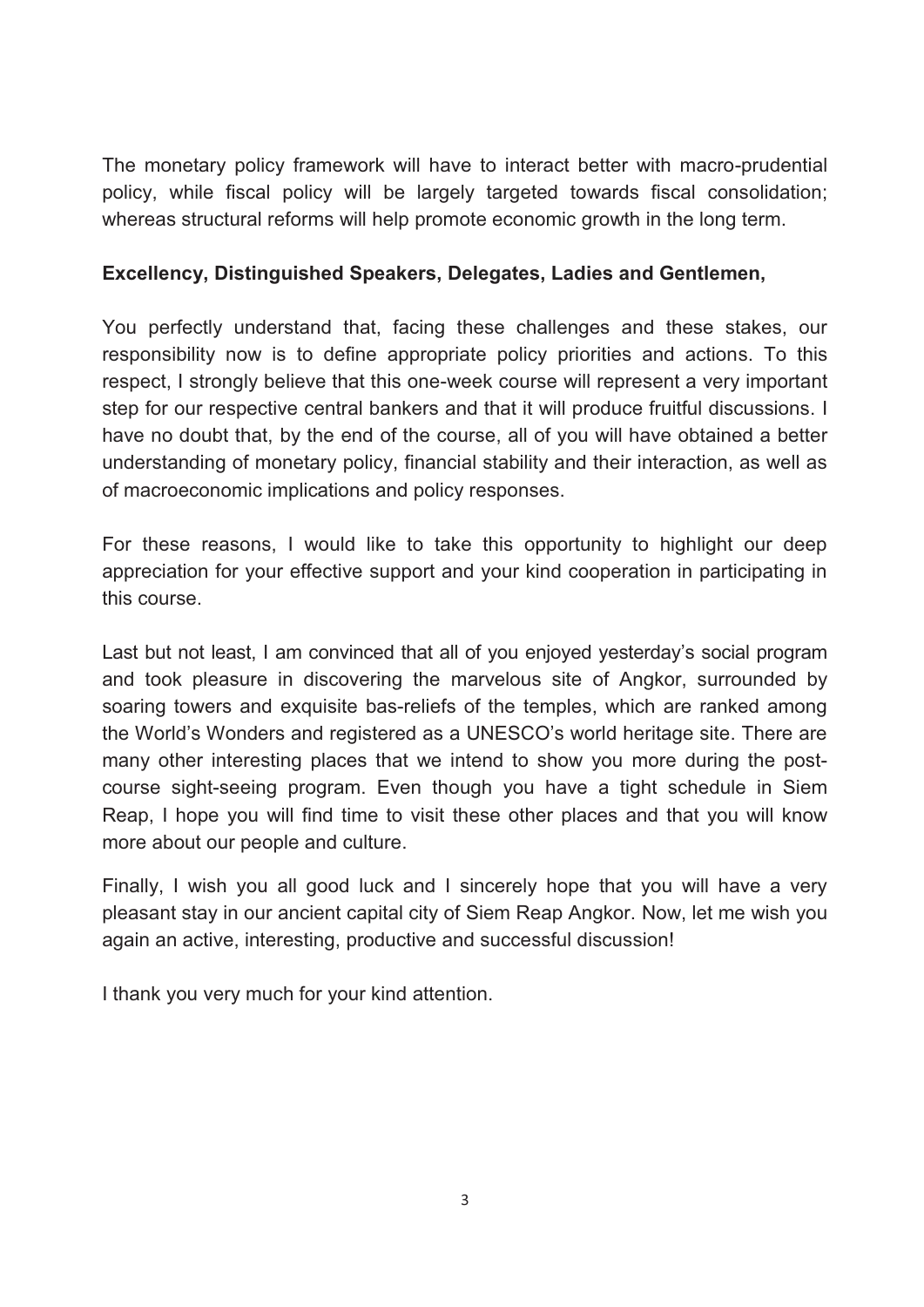The monetary policy framework will have to interact better with macro-prudential policy, while fiscal policy will be largely targeted towards fiscal consolidation; whereas structural reforms will help promote economic growth in the long term.

**Excellency, Distinguished Speakers, Delegates, Ladies and Gentlemen,**

You perfectly understand that, facing these challenges and these stakes, our responsibility now is to define appropriate policy priorities and actions. To this respect, I strongly believe that this one-week course will represent a very important step for our respective central bankers and that it will produce fruitful discussions. I have no doubt that, by the end of the course, all of you will have obtained a better understanding of monetary policy, financial stability and their interaction, as well as of macroeconomic implications and policy responses.

For these reasons, I would like to take this opportunity to highlight our deep appreciation for your effective support and your kind cooperation in participating in this course.

Last but not least, I am convinced that all of you enjoyed yesterday's social program and took pleasure in discovering the marvelous site of Angkor, surrounded by soaring towers and exquisite bas-reliefs of the temples, which are ranked among the World's Wonders and registered as a UNESCO's world heritage site. There are many other interesting places that we intend to show you more during the post-course sight-seeing program. Even though you have a tight schedule in Siem Reap, I hope you will find time to visit these other places and that you will know more about our people and culture.

Finally, I wish you all good luck and I sincerely hope that you will have a very pleasant stay in our ancient capital city of Siem Reap Angkor. Now, let me wish you again an active, interesting, productive and successful discussion!

I thank you very much for your kind attention.